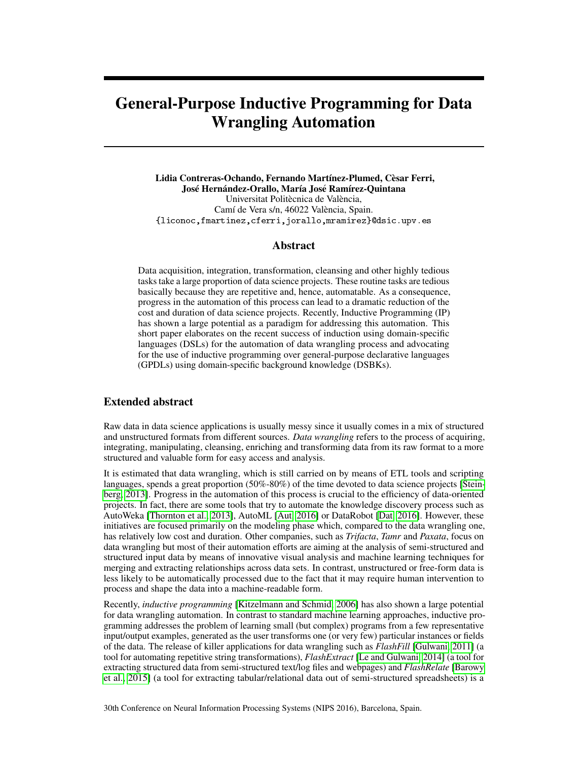# General-Purpose Inductive Programming for Data Wrangling Automation

**Lidia Contreras-Ochando, Fernando Martínez-Plumed, Cèsar Ferri, José Hernández-Orallo, María José Ramírez-Quintana**
Universitat Politècnica de València,
Camí de Vera s/n, 46022 València, Spain.
{liconoc,fmartinez,cferri,jorallo,mramirez}@dsic.upv.es

## Abstract

Data acquisition, integration, transformation, cleansing and other highly tedious tasks take a large proportion of data science projects. These routine tasks are tedious basically because they are repetitive and, hence, automatable. As a consequence, progress in the automation of this process can lead to a dramatic reduction of the cost and duration of data science projects. Recently, Inductive Programming (IP) has shown a large potential as a paradigm for addressing this automation. This short paper elaborates on the recent success of induction using domain-specific languages (DSLs) for the automation of data wrangling process and advocating for the use of inductive programming over general-purpose declarative languages (GPDLs) using domain-specific background knowledge (DSBKs).

## Extended abstract

Raw data in data science applications is usually messy since it usually comes in a mix of structured and unstructured formats from different sources. *Data wrangling* refers to the process of acquiring, integrating, manipulating, cleansing, enriching and transforming data from its raw format to a more structured and valuable form for easy access and analysis.

It is estimated that data wrangling, which is still carried on by means of ETL tools and scripting languages, spends a great proportion (50%-80%) of the time devoted to data science projects [Steinberg, 2013]. Progress in the automation of this process is crucial to the efficiency of data-oriented projects. In fact, there are some tools that try to automate the knowledge discovery process such as AutoWeka [Thornton et al., 2013], AutoML [Aut, 2016] or DataRobot [Dat, 2016]. However, these initiatives are focused primarily on the modeling phase which, compared to the data wrangling one, has relatively low cost and duration. Other companies, such as *Trifacta*, *Tamr* and *Paxata*, focus on data wrangling but most of their automation efforts are aiming at the analysis of semi-structured and structured input data by means of innovative visual analysis and machine learning techniques for merging and extracting relationships across data sets. In contrast, unstructured or free-form data is less likely to be automatically processed due to the fact that it may require human intervention to process and shape the data into a machine-readable form.

Recently, *inductive programming* [Kitzelmann and Schmid, 2006] has also shown a large potential for data wrangling automation. In contrast to standard machine learning approaches, inductive programming addresses the problem of learning small (but complex) programs from a few representative input/output examples, generated as the user transforms one (or very few) particular instances or fields of the data. The release of killer applications for data wrangling such as *FlashFill* [Gulwani, 2011] (a tool for automating repetitive string transformations), *FlashExtract* [Le and Gulwani, 2014] (a tool for extracting structured data from semi-structured text/log files and webpages) and *FlashRelate* [Barowy et al., 2015] (a tool for extracting tabular/relational data out of semi-structured spreadsheets) is a

30th Conference on Neural Information Processing Systems (NIPS 2016), Barcelona, Spain.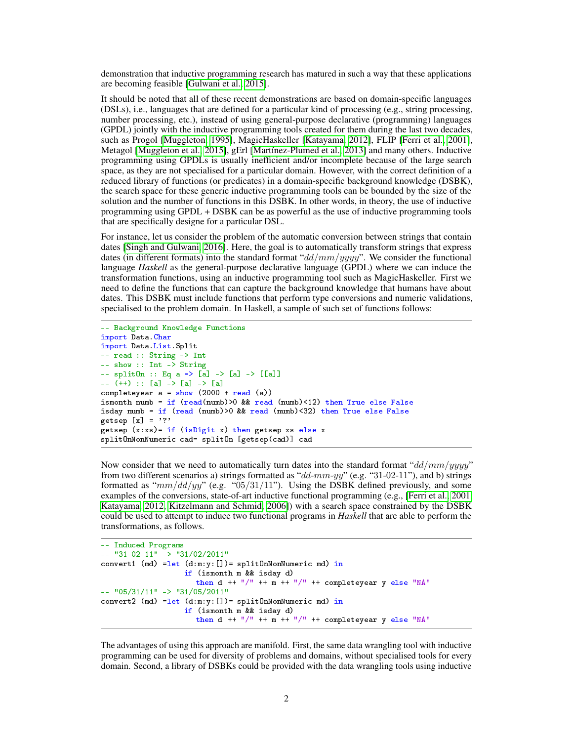demonstration that inductive programming research has matured in such a way that these applications are becoming feasible [Gulwani et al., 2015].

It should be noted that all of these recent demonstrations are based on domain-specific languages (DSLs), i.e., languages that are defined for a particular kind of processing (e.g., string processing, number processing, etc.), instead of using general-purpose declarative (programming) languages (GPDL) jointly with the inductive programming tools created for them during the last two decades, such as Progol [Muggleton, 1995], MagicHaskeller [Katayama, 2012], FLIP [Ferri et al., 2001], Metagol [Muggleton et al., 2015], gErl [Martínez-Plumed et al., 2013] and many others. Inductive programming using GPDLs is usually inefficient and/or incomplete because of the large search space, as they are not specialised for a particular domain. However, with the correct definition of a reduced library of functions (or predicates) in a domain-specific background knowledge (DSBK), the search space for these generic inductive programming tools can be bounded by the size of the solution and the number of functions in this DSBK. In other words, in theory, the use of inductive programming using GPDL + DSBK can be as powerful as the use of inductive programming tools that are specifically designe for a particular DSL.

For instance, let us consider the problem of the automatic conversion between strings that contain dates [Singh and Gulwani, 2016]. Here, the goal is to automatically transform strings that express dates (in different formats) into the standard format "$dd/mm/yyyy$". We consider the functional language *Haskell* as the general-purpose declarative language (GPDL) where we can induce the transformation functions, using an inductive programming tool such as MagicHaskeller. First we need to define the functions that can capture the background knowledge that humans have about dates. This DSBK must include functions that perform type conversions and numeric validations, specialised to the problem domain. In Haskell, a sample of such set of functions follows:

```
-- Background Knowledge Functions
import Data.Char
import Data.List.Split
-- read :: String -> Int
-- show :: Int -> String
-- splitOn :: Eq a => [a] -> [a] -> [[a]]
-- (++) :: [a] -> [a] -> [a]
completeyear a = show (2000 + read (a))
ismonth numb = if (read(numb)>0 && read (numb)<12) then True else False
isday numb = if (read (numb)>0 && read (numb)<32) then True else False
getsep [x] = '?'
getsep (x:xs)= if (isDigit x) then getsep xs else x
splitOnNonNumeric cad= splitOn [getsep(cad)] cad
```

Now consider that we need to automatically turn dates into the standard format "$dd/mm/yyyy$" from two different scenarios a) strings formatted as "$dd$-$mm$-$yy$" (e.g. "31-02-11"), and b) strings formatted as "$mm/dd/yy$" (e.g. "05/31/11"). Using the DSBK defined previously, and some examples of the conversions, state-of-art inductive functional programming (e.g., [Ferri et al., 2001, Katayama, 2012, Kitzelmann and Schmid, 2006]) with a search space constrained by the DSBK could be used to attempt to induce two functional programs in *Haskell* that are able to perform the transformations, as follows.

```
-- Induced Programs
-- "31-02-11" -> "31/02/2011"
convert1 (md) =let (d:m:y:[])= splitOnNonNumeric md) in
                  if (ismonth m && isday d)
                     then d ++ "/" ++ m ++ "/" ++ completeyear y else "NA"
-- "05/31/11" -> "31/05/2011"
convert2 (md) =let (d:m:y:[])= splitOnNonNumeric md) in
                  if (ismonth m && isday d)
                     then d ++ "/" ++ m ++ "/" ++ completeyear y else "NA"
```

The advantages of using this approach are manifold. First, the same data wrangling tool with inductive programming can be used for diversity of problems and domains, without specialised tools for every domain. Second, a library of DSBKs could be provided with the data wrangling tools using inductive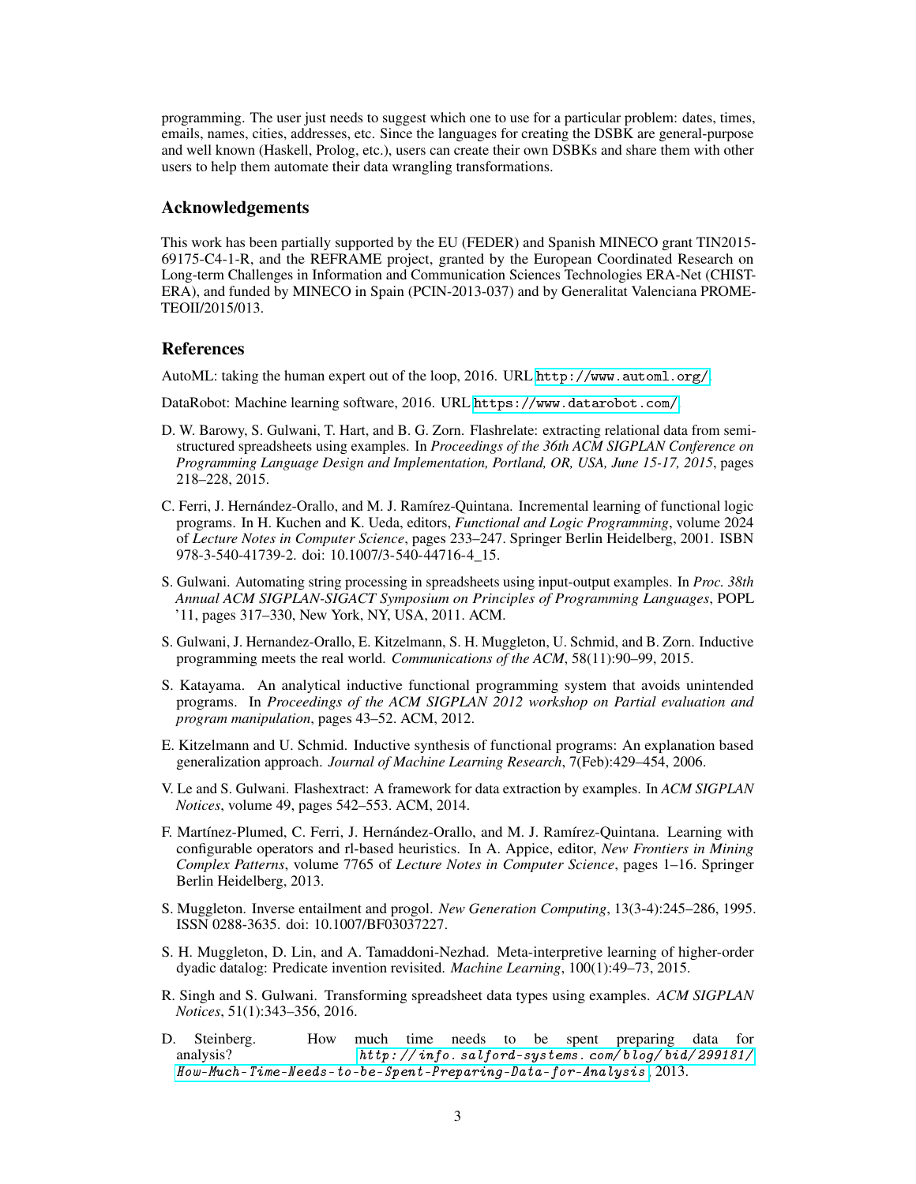programming. The user just needs to suggest which one to use for a particular problem: dates, times, emails, names, cities, addresses, etc. Since the languages for creating the DSBK are general-purpose and well known (Haskell, Prolog, etc.), users can create their own DSBKs and share them with other users to help them automate their data wrangling transformations.

## Acknowledgements

This work has been partially supported by the EU (FEDER) and Spanish MINECO grant TIN2015-69175-C4-1-R, and the REFRAME project, granted by the European Coordinated Research on Long-term Challenges in Information and Communication Sciences Technologies ERA-Net (CHIST-ERA), and funded by MINECO in Spain (PCIN-2013-037) and by Generalitat Valenciana PROMETEOII/2015/013.

## References

AutoML: taking the human expert out of the loop, 2016. URL `http://www.automl.org/`.

DataRobot: Machine learning software, 2016. URL `https://www.datarobot.com/`.

D. W. Barowy, S. Gulwani, T. Hart, and B. G. Zorn. Flashrelate: extracting relational data from semi-structured spreadsheets using examples. In *Proceedings of the 36th ACM SIGPLAN Conference on Programming Language Design and Implementation, Portland, OR, USA, June 15-17, 2015*, pages 218–228, 2015.

C. Ferri, J. Hernández-Orallo, and M. J. Ramírez-Quintana. Incremental learning of functional logic programs. In H. Kuchen and K. Ueda, editors, *Functional and Logic Programming*, volume 2024 of *Lecture Notes in Computer Science*, pages 233–247. Springer Berlin Heidelberg, 2001. ISBN 978-3-540-41739-2. doi: 10.1007/3-540-44716-4_15.

S. Gulwani. Automating string processing in spreadsheets using input-output examples. In *Proc. 38th Annual ACM SIGPLAN-SIGACT Symposium on Principles of Programming Languages*, POPL '11, pages 317–330, New York, NY, USA, 2011. ACM.

S. Gulwani, J. Hernandez-Orallo, E. Kitzelmann, S. H. Muggleton, U. Schmid, and B. Zorn. Inductive programming meets the real world. *Communications of the ACM*, 58(11):90–99, 2015.

S. Katayama. An analytical inductive functional programming system that avoids unintended programs. In *Proceedings of the ACM SIGPLAN 2012 workshop on Partial evaluation and program manipulation*, pages 43–52. ACM, 2012.

E. Kitzelmann and U. Schmid. Inductive synthesis of functional programs: An explanation based generalization approach. *Journal of Machine Learning Research*, 7(Feb):429–454, 2006.

V. Le and S. Gulwani. Flashextract: A framework for data extraction by examples. In *ACM SIGPLAN Notices*, volume 49, pages 542–553. ACM, 2014.

F. Martínez-Plumed, C. Ferri, J. Hernández-Orallo, and M. J. Ramírez-Quintana. Learning with configurable operators and rl-based heuristics. In A. Appice, editor, *New Frontiers in Mining Complex Patterns*, volume 7765 of *Lecture Notes in Computer Science*, pages 1–16. Springer Berlin Heidelberg, 2013.

S. Muggleton. Inverse entailment and progol. *New Generation Computing*, 13(3-4):245–286, 1995. ISSN 0288-3635. doi: 10.1007/BF03037227.

S. H. Muggleton, D. Lin, and A. Tamaddoni-Nezhad. Meta-interpretive learning of higher-order dyadic datalog: Predicate invention revisited. *Machine Learning*, 100(1):49–73, 2015.

R. Singh and S. Gulwani. Transforming spreadsheet data types using examples. *ACM SIGPLAN Notices*, 51(1):343–356, 2016.

D. Steinberg. How much time needs to be spent preparing data for analysis? *http://info.salford-systems.com/blog/bid/299181/How-Much-Time-Needs-to-be-Spent-Preparing-Data-for-Analysis*, 2013.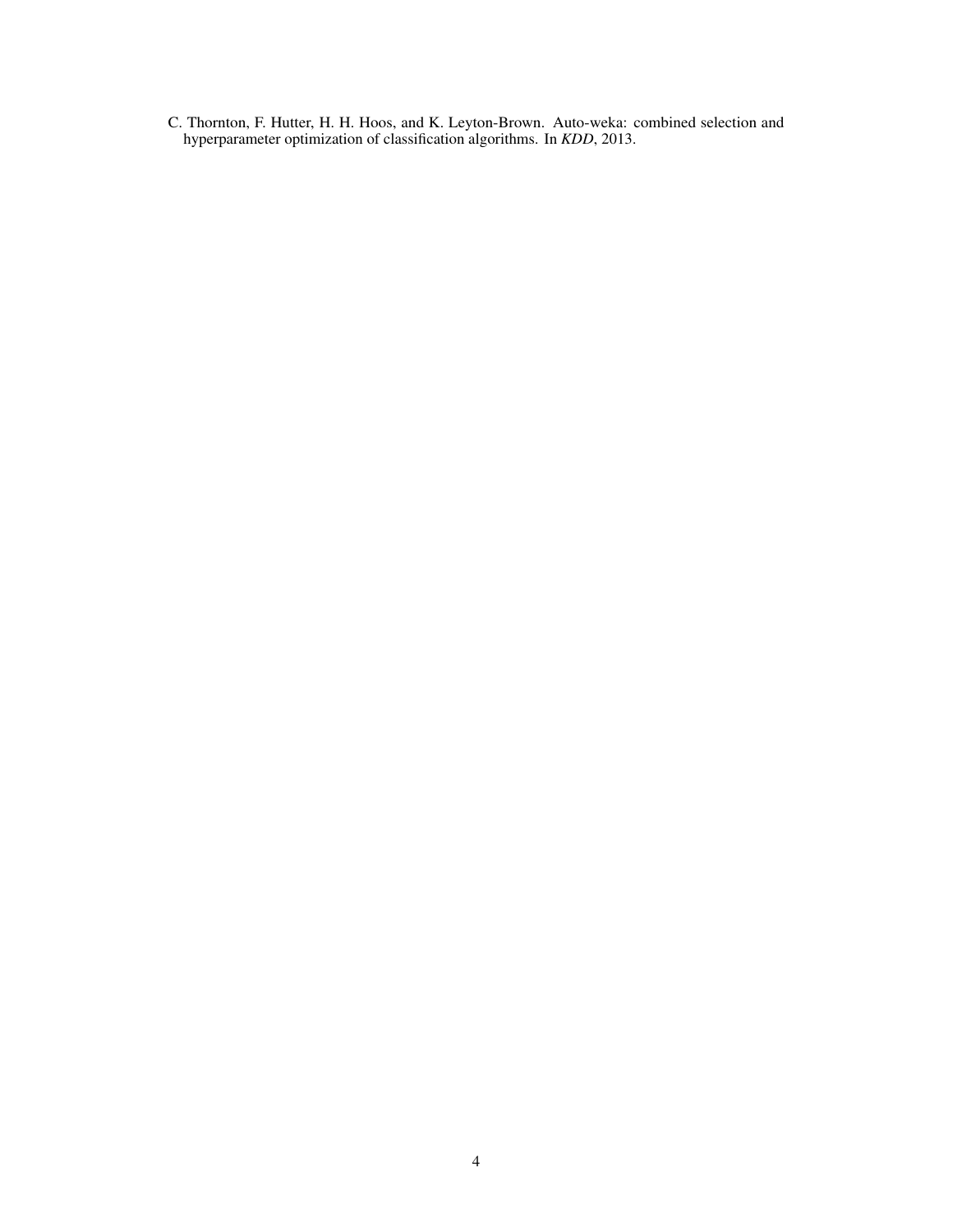C. Thornton, F. Hutter, H. H. Hoos, and K. Leyton-Brown. Auto-weka: combined selection and hyperparameter optimization of classification algorithms. In *KDD*, 2013.